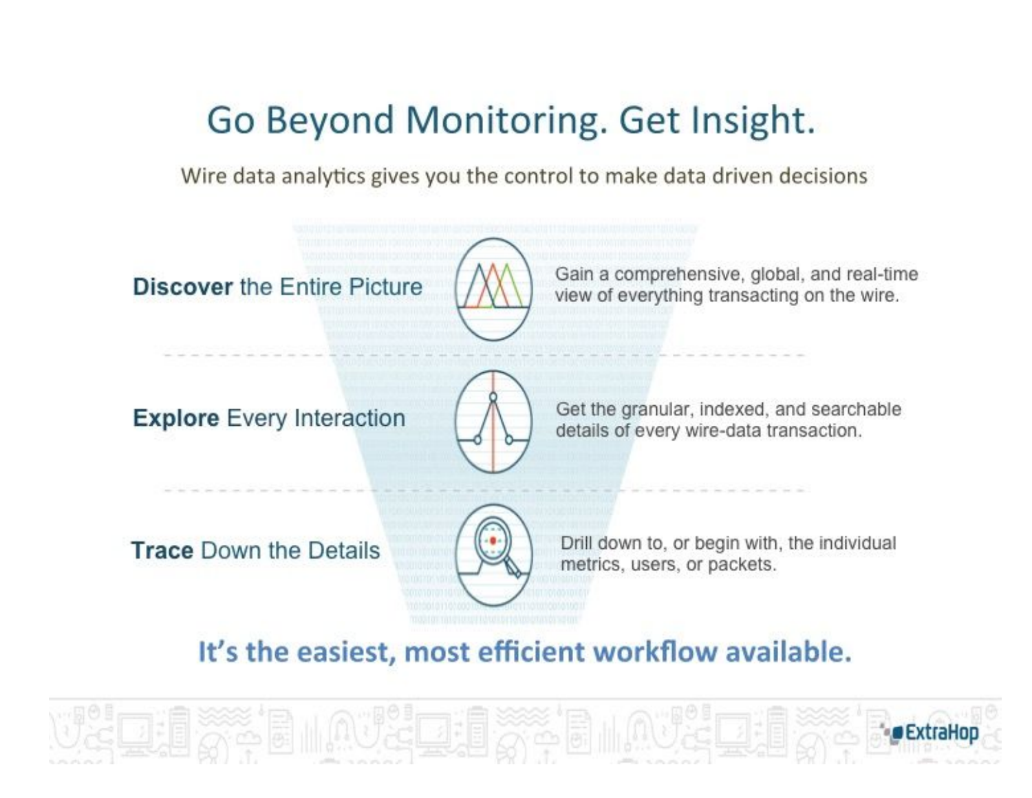# Go Beyond Monitoring. Get Insight.

Wire data analytics gives you the control to make data driven decisions

**Discover** the Entire Picture

Gain a comprehensive, global, and real-time view of everything transacting on the wire.

**Explore** Every Interaction

Get the granular, indexed, and searchable details of every wire-data transaction.

**Trace** Down the Details

Drill down to, or begin with, the individual metrics, users, or packets.

**It's the easiest, most efficient workflow available.**

ExtraHop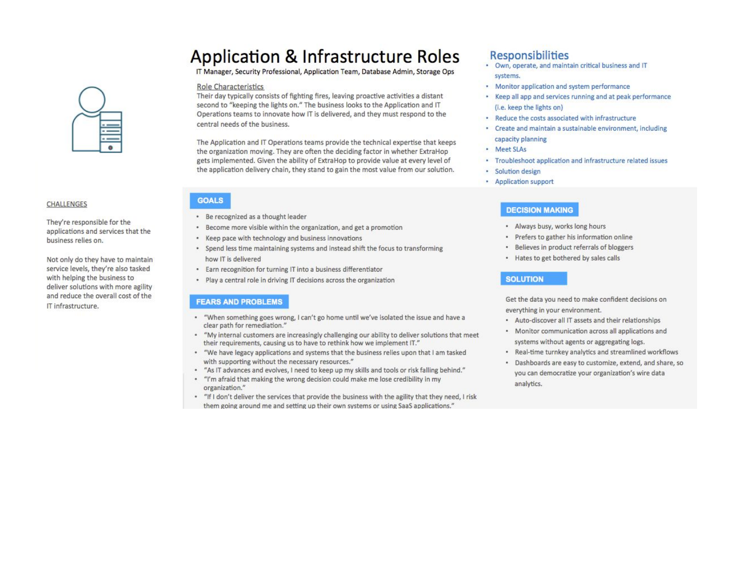# Application & Infrastructure Roles

IT Manager, Security Professional, Application Team, Database Admin, Storage Ops

### Role Characteristics

Their day typically consists of fighting fires, leaving proactive activities a distant second to "keeping the lights on." The business looks to the Application and IT Operations teams to innovate how IT is delivered, and they must respond to the central needs of the business.

The Application and IT Operations teams provide the technical expertise that keeps the organization moving. They are often the deciding factor in whether ExtraHop gets implemented. Given the ability of ExtraHop to provide value at every level of the application delivery chain, they stand to gain the most value from our solution.

## Responsibilities

- Own, operate, and maintain critical business and IT systems.
- Monitor application and system performance
- Keep all app and services running and at peak performance (i.e. keep the lights on)
- Reduce the costs associated with infrastructure
- Create and maintain a sustainable environment, including capacity planning
- Meet SLAs
- Troubleshoot application and infrastructure related issues
- Solution design
- Application support

### CHALLENGES

They're responsible for the applications and services that the business relies on.

Not only do they have to maintain service levels, they're also tasked with helping the business to deliver solutions with more agility and reduce the overall cost of the IT infrastructure.

### GOALS

- Be recognized as a thought leader
- Become more visible within the organization, and get a promotion
- Keep pace with technology and business innovations
- Spend less time maintaining systems and instead shift the focus to transforming how IT is delivered
- Earn recognition for turning IT into a business differentiator
- Play a central role in driving IT decisions across the organization

### FEARS AND PROBLEMS

- "When something goes wrong, I can't go home until we've isolated the issue and have a clear path for remediation."
- "My internal customers are increasingly challenging our ability to deliver solutions that meet their requirements, causing us to have to rethink how we implement IT."
- "We have legacy applications and systems that the business relies upon that I am tasked with supporting without the necessary resources."
- "As IT advances and evolves, I need to keep up my skills and tools or risk falling behind."
- "I'm afraid that making the wrong decision could make me lose credibility in my organization."
- "If I don't deliver the services that provide the business with the agility that they need, I risk them going around me and setting up their own systems or using SaaS applications."

### DECISION MAKING

- Always busy, works long hours
- Prefers to gather his information online
- Believes in product referrals of bloggers
- Hates to get bothered by sales calls

### SOLUTION

Get the data you need to make confident decisions on everything in your environment.

- Auto-discover all IT assets and their relationships
- Monitor communication across all applications and systems without agents or aggregating logs.
- Real-time turnkey analytics and streamlined workflows
- Dashboards are easy to customize, extend, and share, so you can democratize your organization's wire data analytics.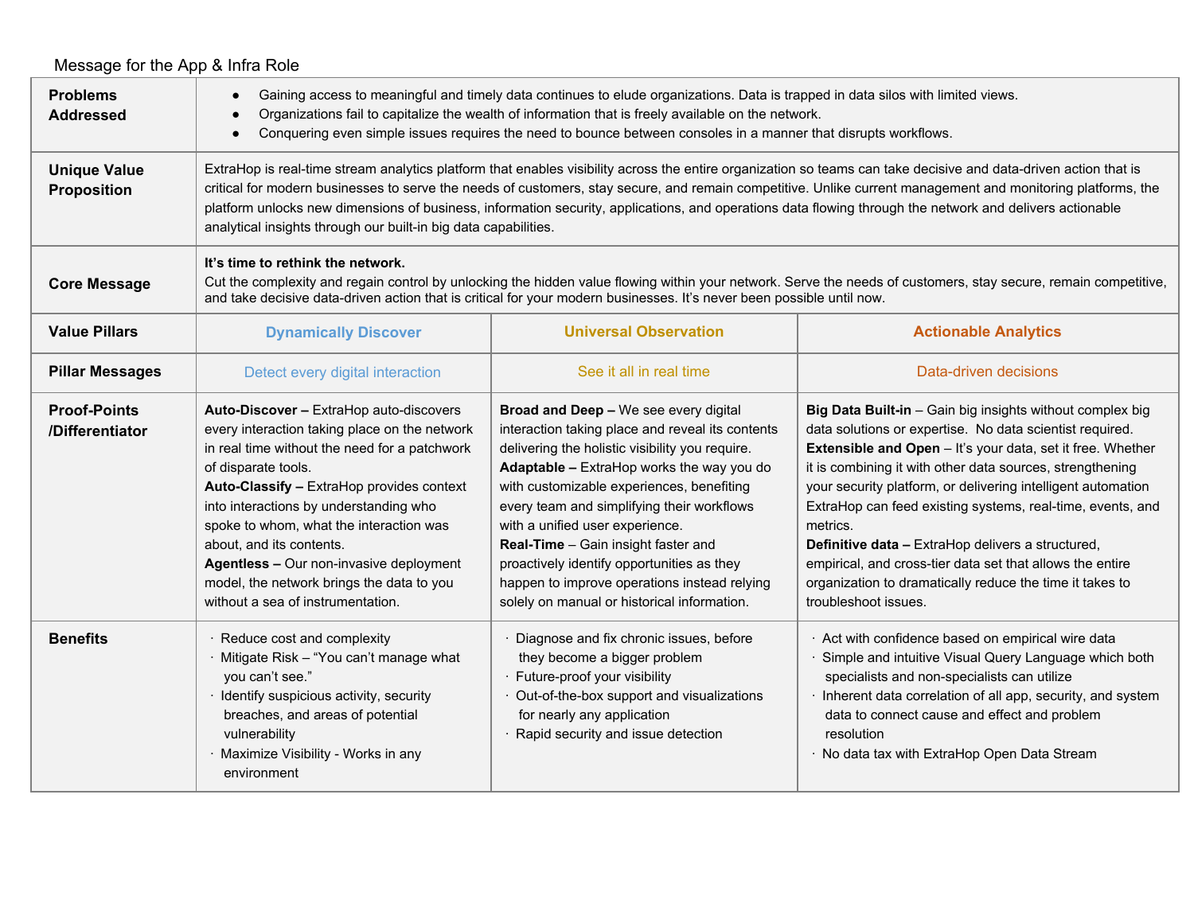Message for the App & Infra Role

| | | | |
|---|---|---|---|
| **Problems Addressed** | • Gaining access to meaningful and timely data continues to elude organizations. Data is trapped in data silos with limited views.<br>• Organizations fail to capitalize the wealth of information that is freely available on the network.<br>• Conquering even simple issues requires the need to bounce between consoles in a manner that disrupts workflows. | | |
| **Unique Value Proposition** | ExtraHop is real-time stream analytics platform that enables visibility across the entire organization so teams can take decisive and data-driven action that is critical for modern businesses to serve the needs of customers, stay secure, and remain competitive. Unlike current management and monitoring platforms, the platform unlocks new dimensions of business, information security, applications, and operations data flowing through the network and delivers actionable analytical insights through our built-in big data capabilities. | | |
| **Core Message** | **It's time to rethink the network.**<br>Cut the complexity and regain control by unlocking the hidden value flowing within your network. Serve the needs of customers, stay secure, remain competitive, and take decisive data-driven action that is critical for your modern businesses. It's never been possible until now. | | |
| **Value Pillars** | **Dynamically Discover** | **Universal Observation** | **Actionable Analytics** |
| **Pillar Messages** | Detect every digital interaction | See it all in real time | Data-driven decisions |
| **Proof-Points /Differentiator** | **Auto-Discover –** ExtraHop auto-discovers every interaction taking place on the network in real time without the need for a patchwork of disparate tools.<br>**Auto-Classify –** ExtraHop provides context into interactions by understanding who spoke to whom, what the interaction was about, and its contents.<br>**Agentless –** Our non-invasive deployment model, the network brings the data to you without a sea of instrumentation. | **Broad and Deep –** We see every digital interaction taking place and reveal its contents delivering the holistic visibility you require.<br>**Adaptable –** ExtraHop works the way you do with customizable experiences, benefiting every team and simplifying their workflows with a unified user experience.<br>**Real-Time** – Gain insight faster and proactively identify opportunities as they happen to improve operations instead relying solely on manual or historical information. | **Big Data Built-in** – Gain big insights without complex big data solutions or expertise. No data scientist required.<br>**Extensible and Open** – It's your data, set it free. Whether it is combining it with other data sources, strengthening your security platform, or delivering intelligent automation ExtraHop can feed existing systems, real-time, events, and metrics.<br>**Definitive data –** ExtraHop delivers a structured, empirical, and cross-tier data set that allows the entire organization to dramatically reduce the time it takes to troubleshoot issues. |
| **Benefits** | · Reduce cost and complexity<br>· Mitigate Risk – "You can't manage what you can't see."<br>· Identify suspicious activity, security breaches, and areas of potential vulnerability<br>· Maximize Visibility - Works in any environment | · Diagnose and fix chronic issues, before they become a bigger problem<br>· Future-proof your visibility<br>· Out-of-the-box support and visualizations for nearly any application<br>· Rapid security and issue detection | · Act with confidence based on empirical wire data<br>· Simple and intuitive Visual Query Language which both specialists and non-specialists can utilize<br>· Inherent data correlation of all app, security, and system data to connect cause and effect and problem resolution<br>· No data tax with ExtraHop Open Data Stream |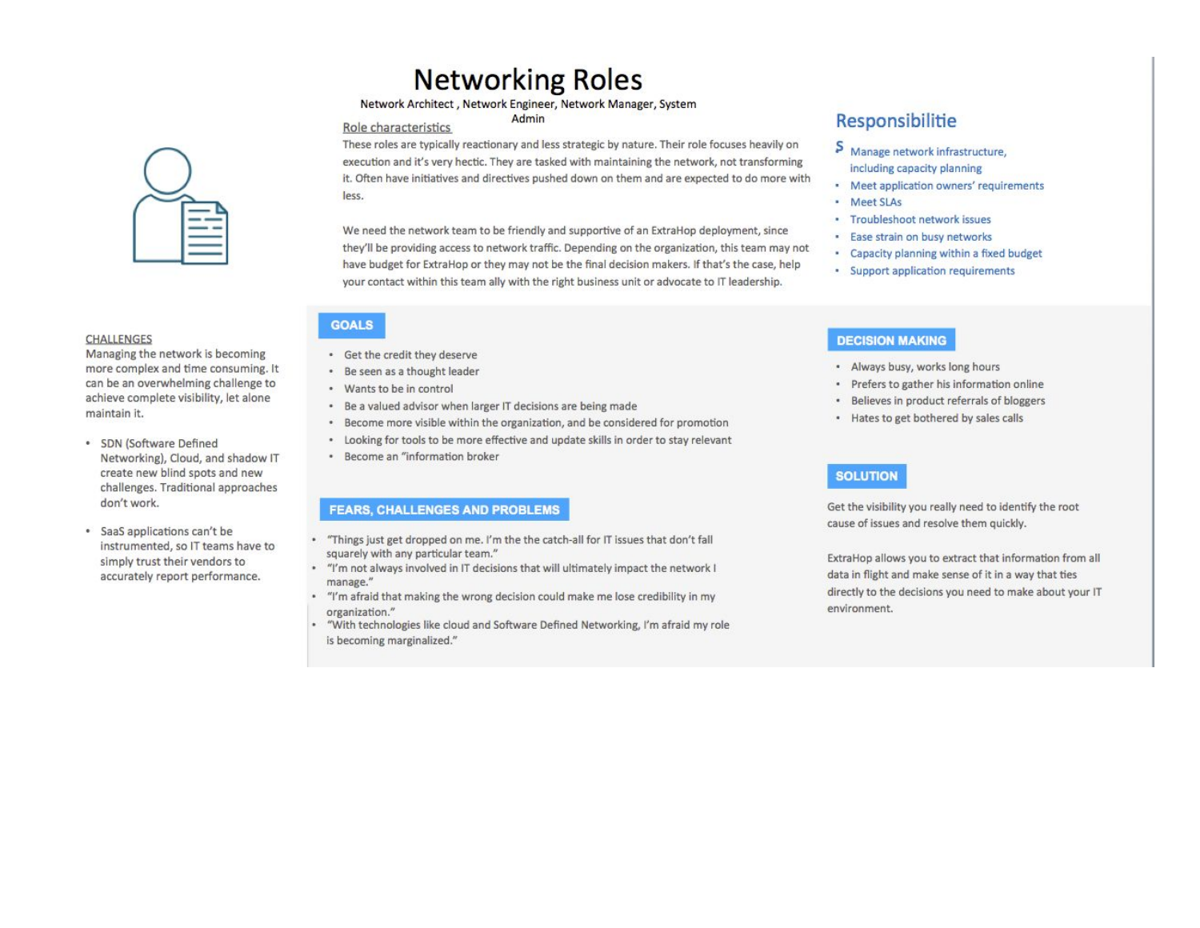# Networking Roles

Network Architect , Network Engineer, Network Manager, System Admin

Role characteristics

These roles are typically reactionary and less strategic by nature. Their role focuses heavily on execution and it's very hectic. They are tasked with maintaining the network, not transforming it. Often have initiatives and directives pushed down on them and are expected to do more with less.

We need the network team to be friendly and supportive of an ExtraHop deployment, since they'll be providing access to network traffic. Depending on the organization, this team may not have budget for ExtraHop or they may not be the final decision makers. If that's the case, help your contact within this team ally with the right business unit or advocate to IT leadership.

## Responsibilities

- Manage network infrastructure, including capacity planning
- Meet application owners' requirements
- Meet SLAs
- Troubleshoot network issues
- Ease strain on busy networks
- Capacity planning within a fixed budget
- Support application requirements

CHALLENGES

Managing the network is becoming more complex and time consuming. It can be an overwhelming challenge to achieve complete visibility, let alone maintain it.

- SDN (Software Defined Networking), Cloud, and shadow IT create new blind spots and new challenges. Traditional approaches don't work.
- SaaS applications can't be instrumented, so IT teams have to simply trust their vendors to accurately report performance.

### GOALS

- Get the credit they deserve
- Be seen as a thought leader
- Wants to be in control
- Be a valued advisor when larger IT decisions are being made
- Become more visible within the organization, and be considered for promotion
- Looking for tools to be more effective and update skills in order to stay relevant
- Become an "information broker

### FEARS, CHALLENGES AND PROBLEMS

- "Things just get dropped on me. I'm the the catch-all for IT issues that don't fall squarely with any particular team."
- "I'm not always involved in IT decisions that will ultimately impact the network I manage."
- "I'm afraid that making the wrong decision could make me lose credibility in my organization."
- "With technologies like cloud and Software Defined Networking, I'm afraid my role is becoming marginalized."

### DECISION MAKING

- Always busy, works long hours
- Prefers to gather his information online
- Believes in product referrals of bloggers
- Hates to get bothered by sales calls

### SOLUTION

Get the visibility you really need to identify the root cause of issues and resolve them quickly.

ExtraHop allows you to extract that information from all data in flight and make sense of it in a way that ties directly to the decisions you need to make about your IT environment.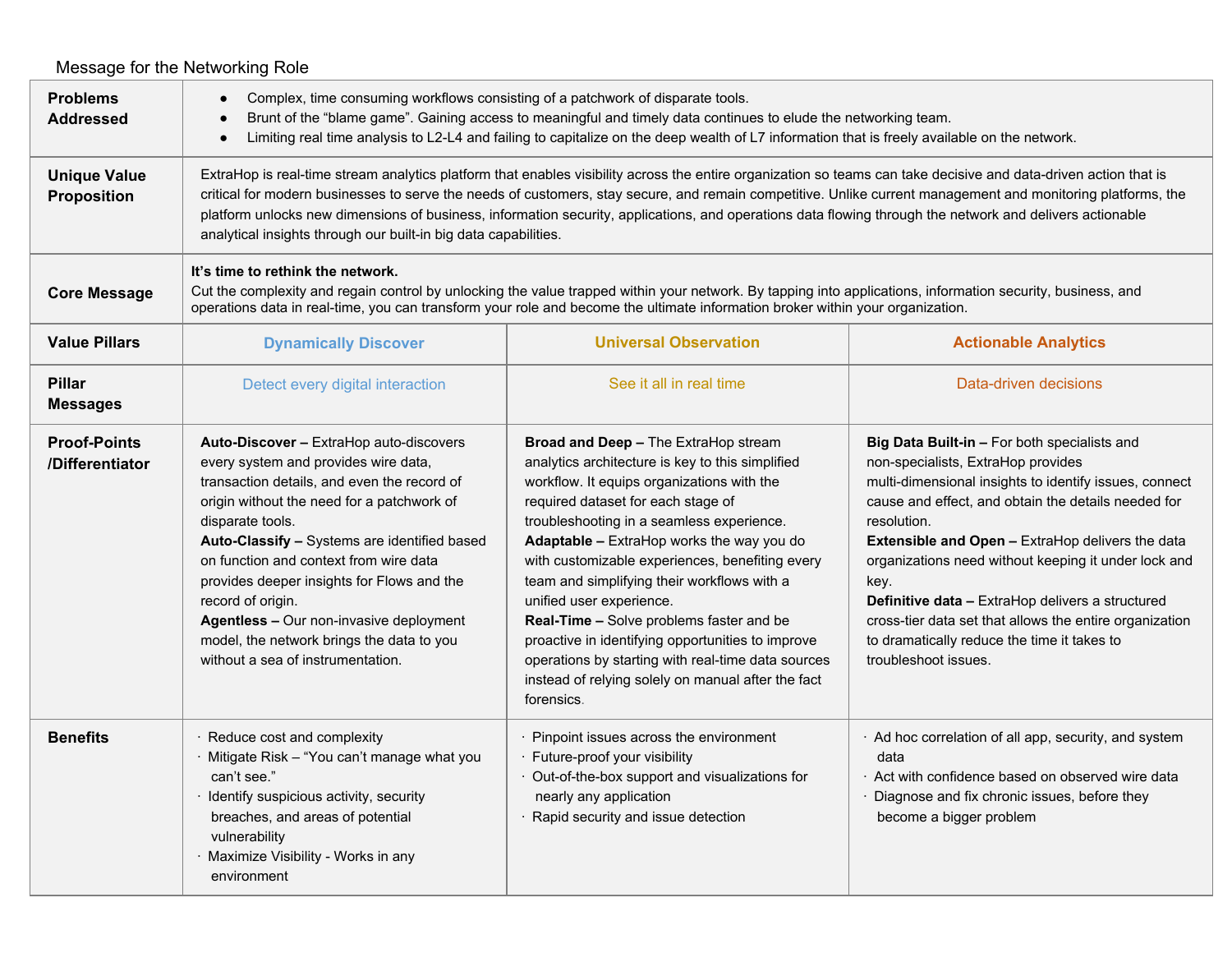Message for the Networking Role

| | | | |
|---|---|---|---|
| **Problems Addressed** | • Complex, time consuming workflows consisting of a patchwork of disparate tools.<br>• Brunt of the "blame game". Gaining access to meaningful and timely data continues to elude the networking team.<br>• Limiting real time analysis to L2-L4 and failing to capitalize on the deep wealth of L7 information that is freely available on the network. | | |
| **Unique Value Proposition** | ExtraHop is real-time stream analytics platform that enables visibility across the entire organization so teams can take decisive and data-driven action that is critical for modern businesses to serve the needs of customers, stay secure, and remain competitive. Unlike current management and monitoring platforms, the platform unlocks new dimensions of business, information security, applications, and operations data flowing through the network and delivers actionable analytical insights through our built-in big data capabilities. | | |
| **Core Message** | **It's time to rethink the network.**<br>Cut the complexity and regain control by unlocking the value trapped within your network. By tapping into applications, information security, business, and operations data in real-time, you can transform your role and become the ultimate information broker within your organization. | | |
| **Value Pillars** | **Dynamically Discover** | **Universal Observation** | **Actionable Analytics** |
| **Pillar Messages** | Detect every digital interaction | See it all in real time | Data-driven decisions |
| **Proof-Points /Differentiator** | **Auto-Discover –** ExtraHop auto-discovers every system and provides wire data, transaction details, and even the record of origin without the need for a patchwork of disparate tools.<br>**Auto-Classify –** Systems are identified based on function and context from wire data provides deeper insights for Flows and the record of origin.<br>**Agentless –** Our non-invasive deployment model, the network brings the data to you without a sea of instrumentation. | **Broad and Deep –** The ExtraHop stream analytics architecture is key to this simplified workflow. It equips organizations with the required dataset for each stage of troubleshooting in a seamless experience.<br>**Adaptable –** ExtraHop works the way you do with customizable experiences, benefiting every team and simplifying their workflows with a unified user experience.<br>**Real-Time –** Solve problems faster and be proactive in identifying opportunities to improve operations by starting with real-time data sources instead of relying solely on manual after the fact forensics. | **Big Data Built-in –** For both specialists and non-specialists, ExtraHop provides multi-dimensional insights to identify issues, connect cause and effect, and obtain the details needed for resolution.<br>**Extensible and Open –** ExtraHop delivers the data organizations need without keeping it under lock and key.<br>**Definitive data –** ExtraHop delivers a structured cross-tier data set that allows the entire organization to dramatically reduce the time it takes to troubleshoot issues. |
| **Benefits** | · Reduce cost and complexity<br>· Mitigate Risk – "You can't manage what you can't see."<br>· Identify suspicious activity, security breaches, and areas of potential vulnerability<br>· Maximize Visibility - Works in any environment | · Pinpoint issues across the environment<br>· Future-proof your visibility<br>· Out-of-the-box support and visualizations for nearly any application<br>· Rapid security and issue detection | · Ad hoc correlation of all app, security, and system data<br>· Act with confidence based on observed wire data<br>· Diagnose and fix chronic issues, before they become a bigger problem |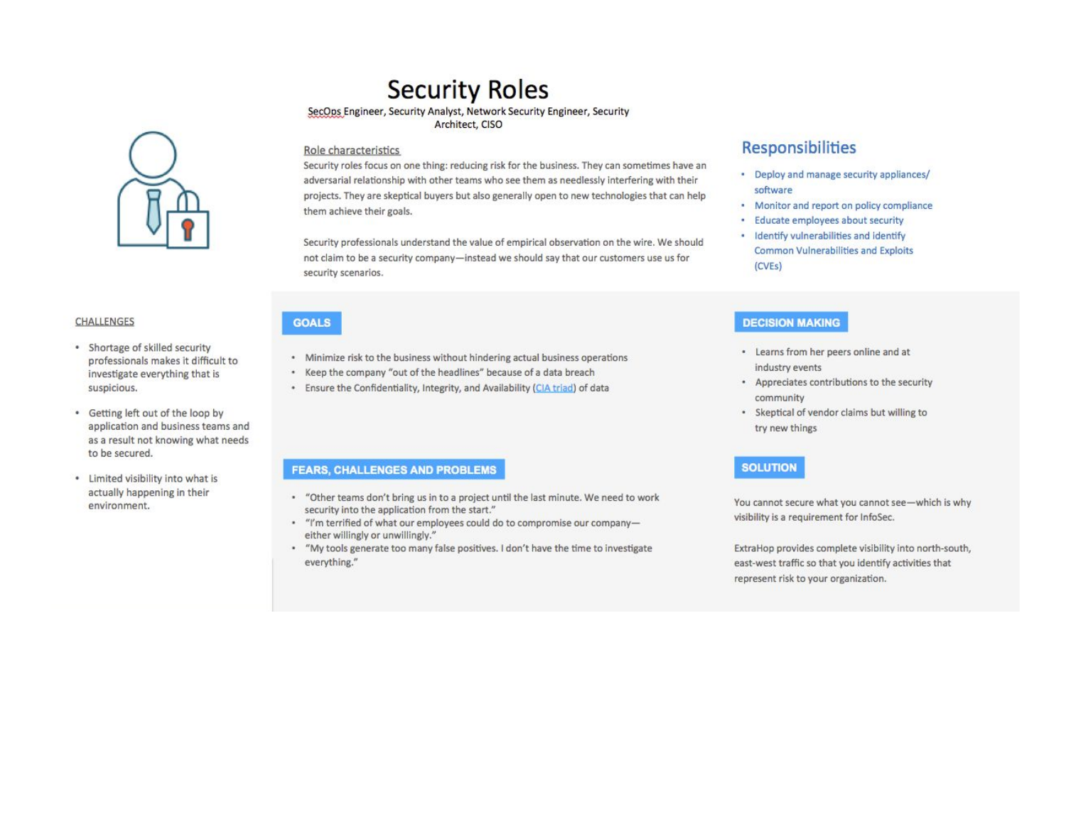# Security Roles

SecOps Engineer, Security Analyst, Network Security Engineer, Security Architect, CISO

## Role characteristics

Security roles focus on one thing: reducing risk for the business. They can sometimes have an adversarial relationship with other teams who see them as needlessly interfering with their projects. They are skeptical buyers but also generally open to new technologies that can help them achieve their goals.

Security professionals understand the value of empirical observation on the wire. We should not claim to be a security company—instead we should say that our customers use us for security scenarios.

## Responsibilities

- Deploy and manage security appliances/ software
- Monitor and report on policy compliance
- Educate employees about security
- Identify vulnerabilities and identify Common Vulnerabilities and Exploits (CVEs)

## CHALLENGES

- Shortage of skilled security professionals makes it difficult to investigate everything that is suspicious.
- Getting left out of the loop by application and business teams and as a result not knowing what needs to be secured.
- Limited visibility into what is actually happening in their environment.

## GOALS

- Minimize risk to the business without hindering actual business operations
- Keep the company "out of the headlines" because of a data breach
- Ensure the Confidentiality, Integrity, and Availability (CIA triad) of data

## FEARS, CHALLENGES AND PROBLEMS

- "Other teams don't bring us in to a project until the last minute. We need to work security into the application from the start."
- "I'm terrified of what our employees could do to compromise our company—either willingly or unwillingly."
- "My tools generate too many false positives. I don't have the time to investigate everything."

## DECISION MAKING

- Learns from her peers online and at industry events
- Appreciates contributions to the security community
- Skeptical of vendor claims but willing to try new things

## SOLUTION

You cannot secure what you cannot see—which is why visibility is a requirement for InfoSec.

ExtraHop provides complete visibility into north-south, east-west traffic so that you identify activities that represent risk to your organization.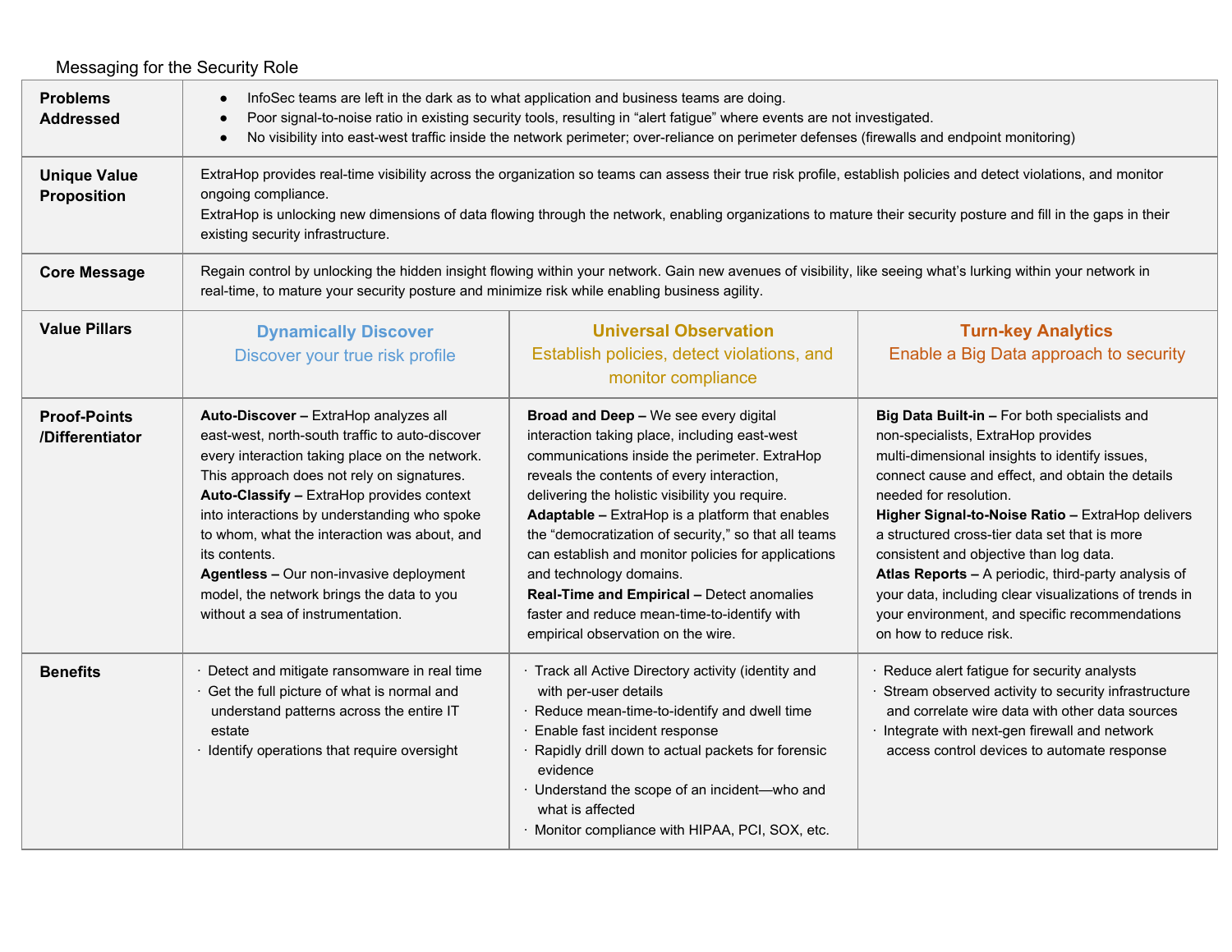Messaging for the Security Role

| | | | |
|---|---|---|---|
| **Problems Addressed** | • InfoSec teams are left in the dark as to what application and business teams are doing.<br>• Poor signal-to-noise ratio in existing security tools, resulting in “alert fatigue” where events are not investigated.<br>• No visibility into east-west traffic inside the network perimeter; over-reliance on perimeter defenses (firewalls and endpoint monitoring) | | |
| **Unique Value Proposition** | ExtraHop provides real-time visibility across the organization so teams can assess their true risk profile, establish policies and detect violations, and monitor ongoing compliance.<br>ExtraHop is unlocking new dimensions of data flowing through the network, enabling organizations to mature their security posture and fill in the gaps in their existing security infrastructure. | | |
| **Core Message** | Regain control by unlocking the hidden insight flowing within your network. Gain new avenues of visibility, like seeing what’s lurking within your network in real-time, to mature your security posture and minimize risk while enabling business agility. | | |
| **Value Pillars** | **Dynamically Discover**<br>Discover your true risk profile | **Universal Observation**<br>Establish policies, detect violations, and monitor compliance | **Turn-key Analytics**<br>Enable a Big Data approach to security |
| **Proof-Points /Differentiator** | **Auto-Discover –** ExtraHop analyzes all east-west, north-south traffic to auto-discover every interaction taking place on the network. This approach does not rely on signatures.<br>**Auto-Classify –** ExtraHop provides context into interactions by understanding who spoke to whom, what the interaction was about, and its contents.<br>**Agentless –** Our non-invasive deployment model, the network brings the data to you without a sea of instrumentation. | **Broad and Deep –** We see every digital interaction taking place, including east-west communications inside the perimeter. ExtraHop reveals the contents of every interaction, delivering the holistic visibility you require.<br>**Adaptable –** ExtraHop is a platform that enables the “democratization of security,” so that all teams can establish and monitor policies for applications and technology domains.<br>**Real-Time and Empirical –** Detect anomalies faster and reduce mean-time-to-identify with empirical observation on the wire. | **Big Data Built-in –** For both specialists and non-specialists, ExtraHop provides multi-dimensional insights to identify issues, connect cause and effect, and obtain the details needed for resolution.<br>**Higher Signal-to-Noise Ratio –** ExtraHop delivers a structured cross-tier data set that is more consistent and objective than log data.<br>**Atlas Reports –** A periodic, third-party analysis of your data, including clear visualizations of trends in your environment, and specific recommendations on how to reduce risk. |
| **Benefits** | · Detect and mitigate ransomware in real time<br>· Get the full picture of what is normal and understand patterns across the entire IT estate<br>· Identify operations that require oversight | · Track all Active Directory activity (identity and with per-user details<br>· Reduce mean-time-to-identify and dwell time<br>· Enable fast incident response<br>· Rapidly drill down to actual packets for forensic evidence<br>· Understand the scope of an incident—who and what is affected<br>· Monitor compliance with HIPAA, PCI, SOX, etc. | · Reduce alert fatigue for security analysts<br>· Stream observed activity to security infrastructure and correlate wire data with other data sources<br>· Integrate with next-gen firewall and network access control devices to automate response |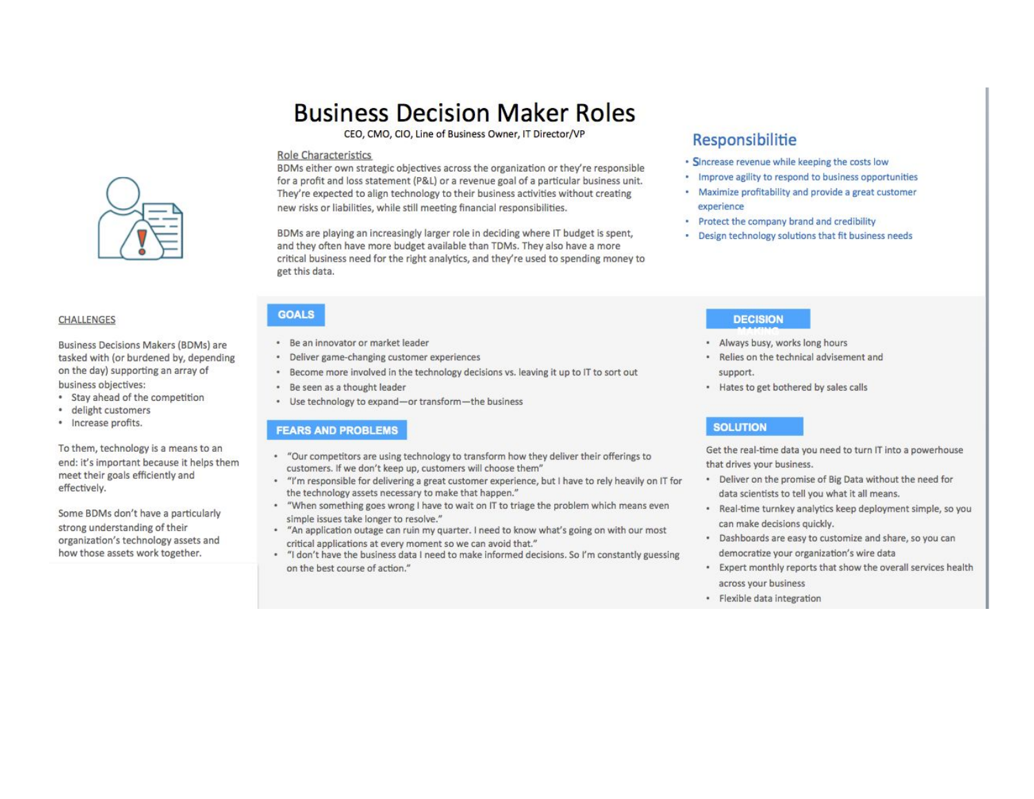# Business Decision Maker Roles

CEO, CMO, CIO, Line of Business Owner, IT Director/VP

Role Characteristics

BDMs either own strategic objectives across the organization or they're responsible for a profit and loss statement (P&L) or a revenue goal of a particular business unit. They're expected to align technology to their business activities without creating new risks or liabilities, while still meeting financial responsibilities.

BDMs are playing an increasingly larger role in deciding where IT budget is spent, and they often have more budget available than TDMs. They also have a more critical business need for the right analytics, and they're used to spending money to get this data.

## Responsibilitie

- SIncrease revenue while keeping the costs low
- Improve agility to respond to business opportunities
- Maximize profitability and provide a great customer experience
- Protect the company brand and credibility
- Design technology solutions that fit business needs

### CHALLENGES

Business Decisions Makers (BDMs) are tasked with (or burdened by, depending on the day) supporting an array of business objectives:

- Stay ahead of the competition
- delight customers
- Increase profits.

To them, technology is a means to an end: it's important because it helps them meet their goals efficiently and effectively.

Some BDMs don't have a particularly strong understanding of their organization's technology assets and how those assets work together.

### GOALS

- Be an innovator or market leader
- Deliver game-changing customer experiences
- Become more involved in the technology decisions vs. leaving it up to IT to sort out
- Be seen as a thought leader
- Use technology to expand—or transform—the business

### FEARS AND PROBLEMS

- "Our competitors are using technology to transform how they deliver their offerings to customers. If we don't keep up, customers will choose them"
- "I'm responsible for delivering a great customer experience, but I have to rely heavily on IT for the technology assets necessary to make that happen."
- "When something goes wrong I have to wait on IT to triage the problem which means even simple issues take longer to resolve."
- "An application outage can ruin my quarter. I need to know what's going on with our most critical applications at every moment so we can avoid that."
- "I don't have the business data I need to make informed decisions. So I'm constantly guessing on the best course of action."

### DECISION MAKING

- Always busy, works long hours
- Relies on the technical advisement and support.
- Hates to get bothered by sales calls

### SOLUTION

Get the real-time data you need to turn IT into a powerhouse that drives your business.

- Deliver on the promise of Big Data without the need for data scientists to tell you what it all means.
- Real-time turnkey analytics keep deployment simple, so you can make decisions quickly.
- Dashboards are easy to customize and share, so you can democratize your organization's wire data
- Expert monthly reports that show the overall services health across your business
- Flexible data integration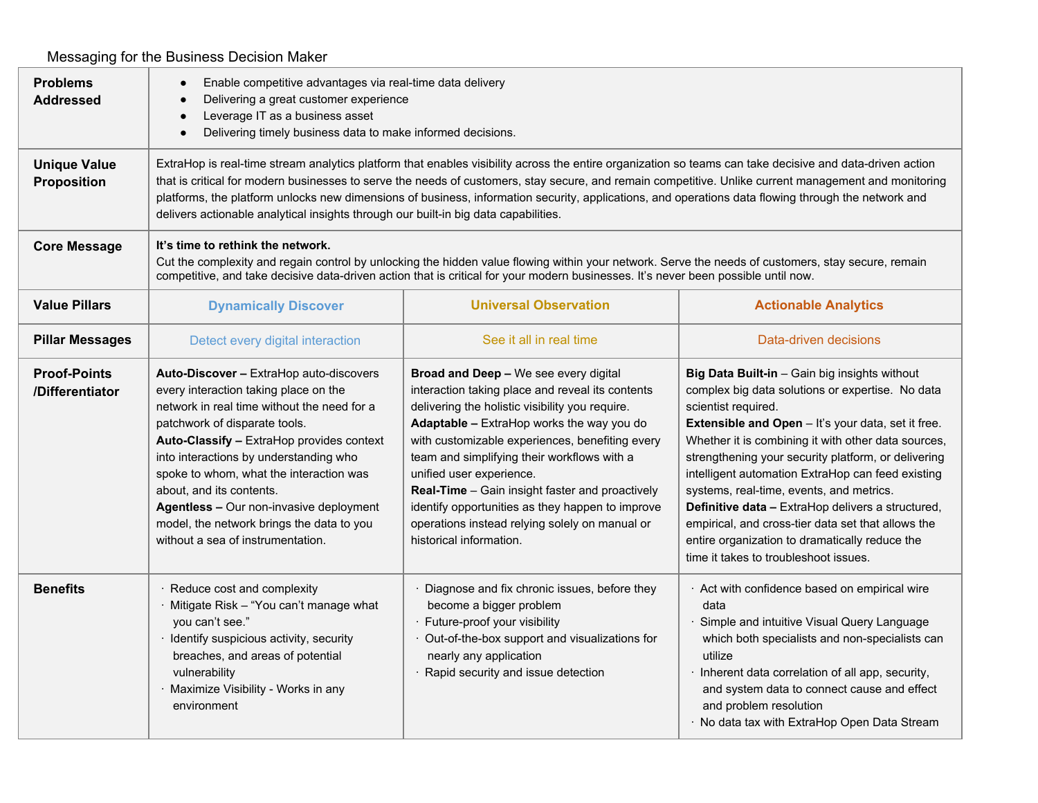Messaging for the Business Decision Maker

| | | | |
|---|---|---|---|
| **Problems Addressed** | • Enable competitive advantages via real-time data delivery<br>• Delivering a great customer experience<br>• Leverage IT as a business asset<br>• Delivering timely business data to make informed decisions. | | |
| **Unique Value Proposition** | ExtraHop is real-time stream analytics platform that enables visibility across the entire organization so teams can take decisive and data-driven action that is critical for modern businesses to serve the needs of customers, stay secure, and remain competitive. Unlike current management and monitoring platforms, the platform unlocks new dimensions of business, information security, applications, and operations data flowing through the network and delivers actionable analytical insights through our built-in big data capabilities. | | |
| **Core Message** | **It's time to rethink the network.**<br>Cut the complexity and regain control by unlocking the hidden value flowing within your network. Serve the needs of customers, stay secure, remain competitive, and take decisive data-driven action that is critical for your modern businesses. It's never been possible until now. | | |
| **Value Pillars** | Dynamically Discover | Universal Observation | Actionable Analytics |
| **Pillar Messages** | Detect every digital interaction | See it all in real time | Data-driven decisions |
| **Proof-Points /Differentiator** | **Auto-Discover –** ExtraHop auto-discovers every interaction taking place on the network in real time without the need for a patchwork of disparate tools.<br>**Auto-Classify –** ExtraHop provides context into interactions by understanding who spoke to whom, what the interaction was about, and its contents.<br>**Agentless –** Our non-invasive deployment model, the network brings the data to you without a sea of instrumentation. | **Broad and Deep –** We see every digital interaction taking place and reveal its contents delivering the holistic visibility you require.<br>**Adaptable –** ExtraHop works the way you do with customizable experiences, benefiting every team and simplifying their workflows with a unified user experience.<br>**Real-Time** – Gain insight faster and proactively identify opportunities as they happen to improve operations instead relying solely on manual or historical information. | **Big Data Built-in** – Gain big insights without complex big data solutions or expertise. No data scientist required.<br>**Extensible and Open** – It's your data, set it free. Whether it is combining it with other data sources, strengthening your security platform, or delivering intelligent automation ExtraHop can feed existing systems, real-time, events, and metrics.<br>**Definitive data –** ExtraHop delivers a structured, empirical, and cross-tier data set that allows the entire organization to dramatically reduce the time it takes to troubleshoot issues. |
| **Benefits** | · Reduce cost and complexity<br>· Mitigate Risk – "You can't manage what you can't see."<br>· Identify suspicious activity, security breaches, and areas of potential vulnerability<br>· Maximize Visibility - Works in any environment | · Diagnose and fix chronic issues, before they become a bigger problem<br>· Future-proof your visibility<br>· Out-of-the-box support and visualizations for nearly any application<br>· Rapid security and issue detection | · Act with confidence based on empirical wire data<br>· Simple and intuitive Visual Query Language which both specialists and non-specialists can utilize<br>· Inherent data correlation of all app, security, and system data to connect cause and effect and problem resolution<br>· No data tax with ExtraHop Open Data Stream |